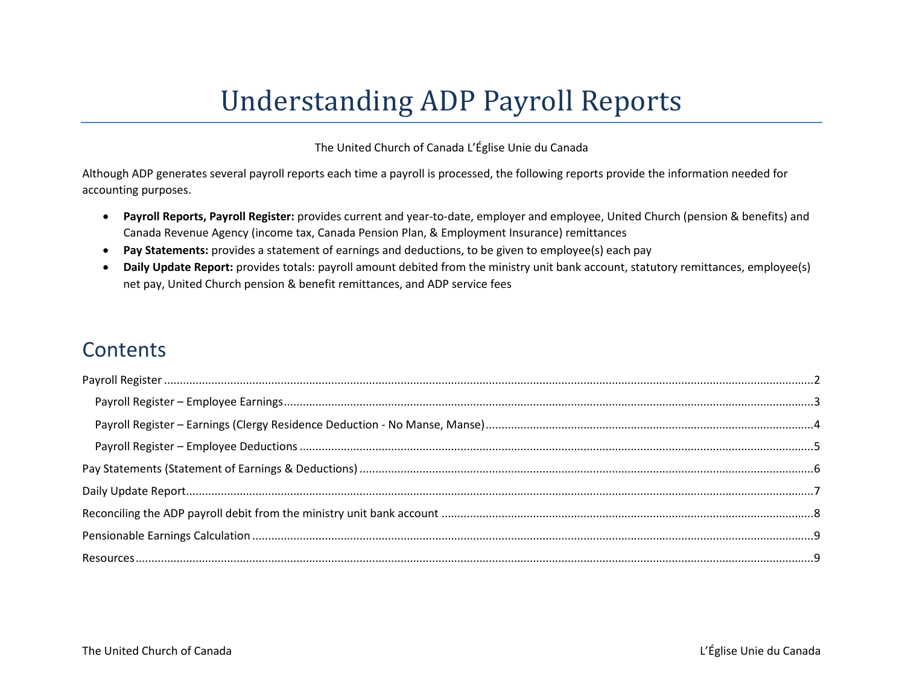# Understanding ADP Payroll Reports

The United Church of Canada L'Église Unie du Canada

Although ADP generates several payroll reports each time a payroll is processed, the following reports provide the information needed for accounting purposes.

- **Payroll Reports, Payroll Register:** provides current and year-to-date, employer and employee, United Church (pension & benefits) and Canada Revenue Agency (income tax, Canada Pension Plan, & Employment Insurance) remittances
- **Pay Statements:** provides a statement of earnings and deductions, to be given to employee(s) each pay
- **Daily Update Report:** provides totals: payroll amount debited from the ministry unit bank account, statutory remittances, employee(s) net pay, United Church pension & benefit remittances, and ADP service fees

## Contents

- Payroll Register ... 2
  - Payroll Register – Employee Earnings ... 3
  - Payroll Register – Earnings (Clergy Residence Deduction - No Manse, Manse) ... 4
  - Payroll Register – Employee Deductions ... 5
- Pay Statements (Statement of Earnings & Deductions) ... 6
- Daily Update Report ... 7
- Reconciling the ADP payroll debit from the ministry unit bank account ... 8
- Pensionable Earnings Calculation ... 9
- Resources ... 9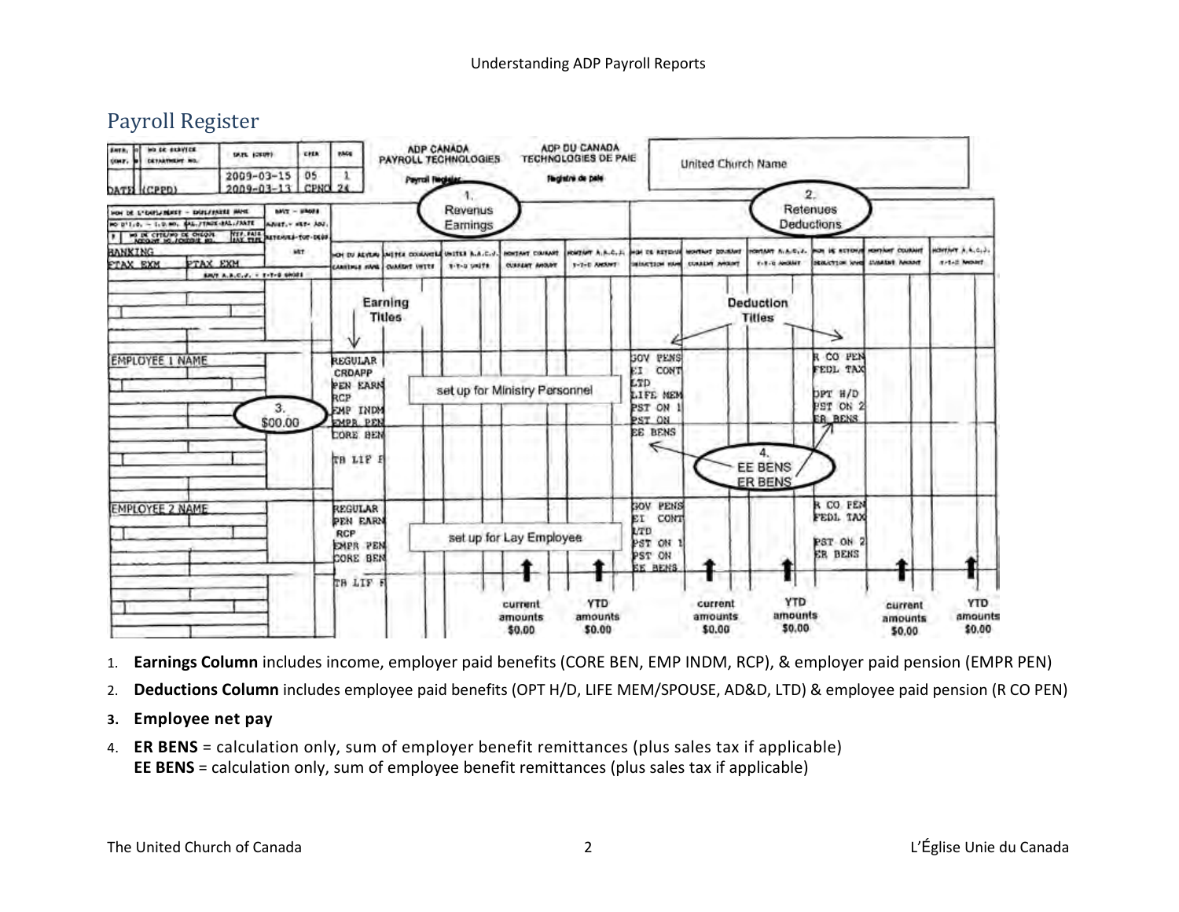## Payroll Register

1. **Earnings Column** includes income, employer paid benefits (CORE BEN, EMP INDM, RCP), & employer paid pension (EMPR PEN)
2. **Deductions Column** includes employee paid benefits (OPT H/D, LIFE MEM/SPOUSE, AD&D, LTD) & employee paid pension (R CO PEN)
3. **Employee net pay**
4. **ER BENS** = calculation only, sum of employer benefit remittances (plus sales tax if applicable)
   **EE BENS** = calculation only, sum of employee benefit remittances (plus sales tax if applicable)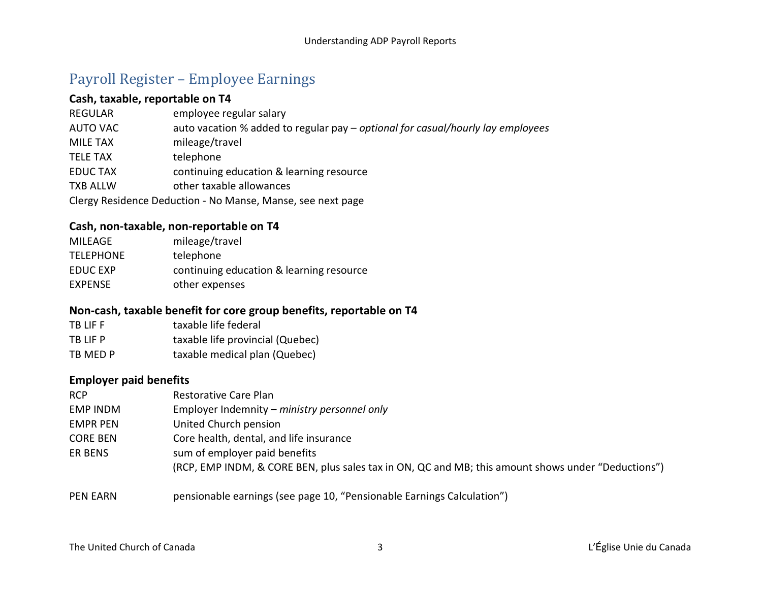# Payroll Register – Employee Earnings

### Cash, taxable, reportable on T4

| | |
|---|---|
| REGULAR | employee regular salary |
| AUTO VAC | auto vacation % added to regular pay – *optional for casual/hourly lay employees* |
| MILE TAX | mileage/travel |
| TELE TAX | telephone |
| EDUC TAX | continuing education & learning resource |
| TXB ALLW | other taxable allowances |

Clergy Residence Deduction - No Manse, Manse, see next page

### Cash, non-taxable, non-reportable on T4

| | |
|---|---|
| MILEAGE | mileage/travel |
| TELEPHONE | telephone |
| EDUC EXP | continuing education & learning resource |
| EXPENSE | other expenses |

### Non-cash, taxable benefit for core group benefits, reportable on T4

| | |
|---|---|
| TB LIF F | taxable life federal |
| TB LIF P | taxable life provincial (Quebec) |
| TB MED P | taxable medical plan (Quebec) |

### Employer paid benefits

| | |
|---|---|
| RCP | Restorative Care Plan |
| EMP INDM | Employer Indemnity – *ministry personnel only* |
| EMPR PEN | United Church pension |
| CORE BEN | Core health, dental, and life insurance |
| ER BENS | sum of employer paid benefits<br>(RCP, EMP INDM, & CORE BEN, plus sales tax in ON, QC and MB; this amount shows under "Deductions") |

| | |
|---|---|
| PEN EARN | pensionable earnings (see page 10, "Pensionable Earnings Calculation") |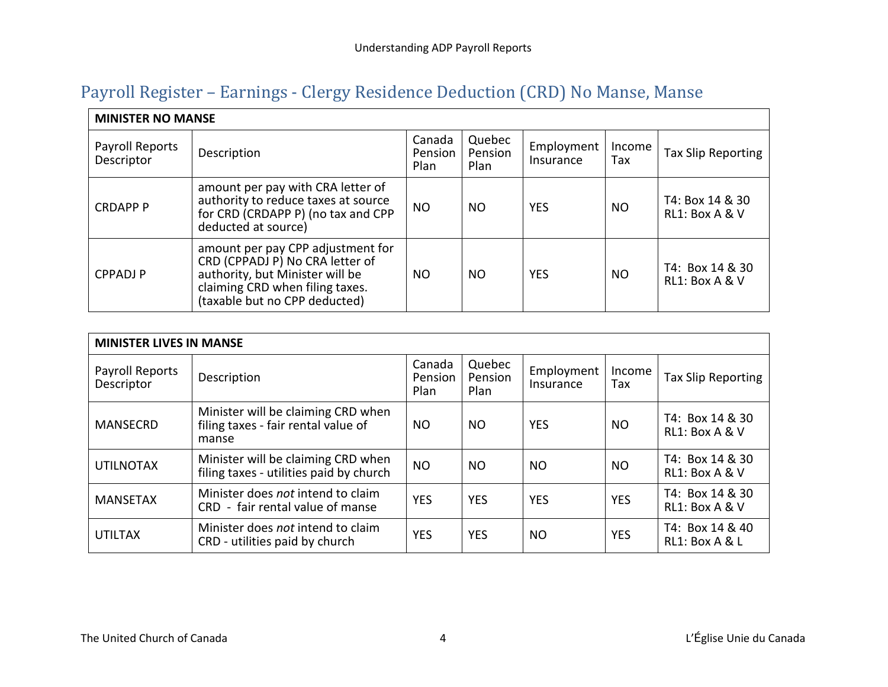## Payroll Register – Earnings - Clergy Residence Deduction (CRD) No Manse, Manse

| **MINISTER NO MANSE** | | | | | | |
|---|---|---|---|---|---|---|
| Payroll Reports Descriptor | Description | Canada Pension Plan | Quebec Pension Plan | Employment Insurance | Income Tax | Tax Slip Reporting |
| CRDAPP P | amount per pay with CRA letter of authority to reduce taxes at source for CRD (CRDAPP P) (no tax and CPP deducted at source) | NO | NO | YES | NO | T4: Box 14 & 30<br>RL1: Box A & V |
| CPPADJ P | amount per pay CPP adjustment for CRD (CPPADJ P) No CRA letter of authority, but Minister will be claiming CRD when filing taxes. (taxable but no CPP deducted) | NO | NO | YES | NO | T4: Box 14 & 30<br>RL1: Box A & V |

| **MINISTER LIVES IN MANSE** | | | | | | |
|---|---|---|---|---|---|---|
| Payroll Reports Descriptor | Description | Canada Pension Plan | Quebec Pension Plan | Employment Insurance | Income Tax | Tax Slip Reporting |
| MANSECRD | Minister will be claiming CRD when filing taxes - fair rental value of manse | NO | NO | YES | NO | T4: Box 14 & 30<br>RL1: Box A & V |
| UTILNOTAX | Minister will be claiming CRD when filing taxes - utilities paid by church | NO | NO | NO | NO | T4: Box 14 & 30<br>RL1: Box A & V |
| MANSETAX | Minister does *not* intend to claim CRD - fair rental value of manse | YES | YES | YES | YES | T4: Box 14 & 30<br>RL1: Box A & V |
| UTILTAX | Minister does *not* intend to claim CRD - utilities paid by church | YES | YES | NO | YES | T4: Box 14 & 40<br>RL1: Box A & L |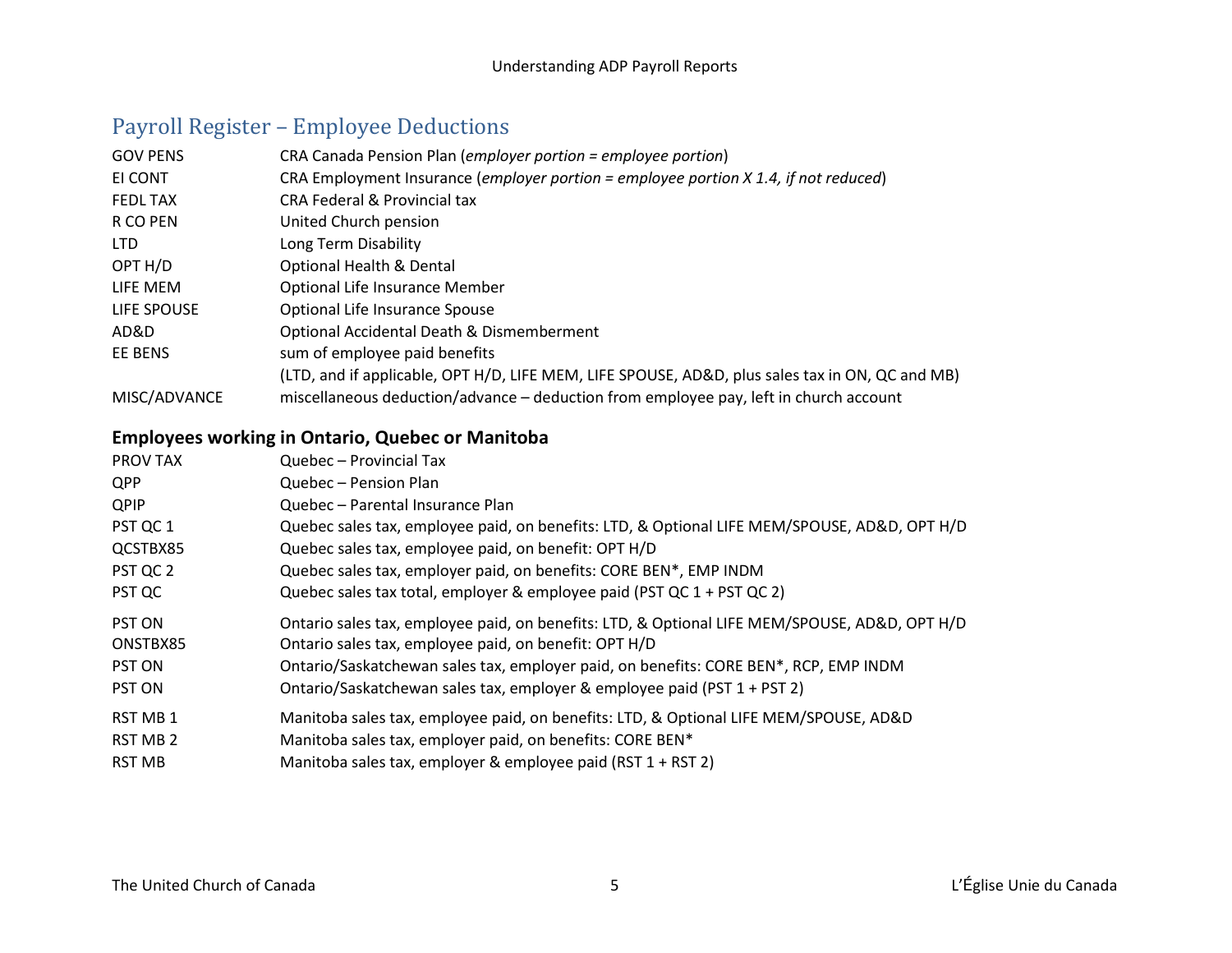## Payroll Register – Employee Deductions

| | |
|---|---|
| GOV PENS | CRA Canada Pension Plan (*employer portion = employee portion*) |
| EI CONT | CRA Employment Insurance (*employer portion = employee portion X 1.4, if not reduced*) |
| FEDL TAX | CRA Federal & Provincial tax |
| R CO PEN | United Church pension |
| LTD | Long Term Disability |
| OPT H/D | Optional Health & Dental |
| LIFE MEM | Optional Life Insurance Member |
| LIFE SPOUSE | Optional Life Insurance Spouse |
| AD&D | Optional Accidental Death & Dismemberment |
| EE BENS | sum of employee paid benefits<br>(LTD, and if applicable, OPT H/D, LIFE MEM, LIFE SPOUSE, AD&D, plus sales tax in ON, QC and MB) |
| MISC/ADVANCE | miscellaneous deduction/advance – deduction from employee pay, left in church account |

### Employees working in Ontario, Quebec or Manitoba

| | |
|---|---|
| PROV TAX | Quebec – Provincial Tax |
| QPP | Quebec – Pension Plan |
| QPIP | Quebec – Parental Insurance Plan |
| PST QC 1 | Quebec sales tax, employee paid, on benefits: LTD, & Optional LIFE MEM/SPOUSE, AD&D, OPT H/D |
| QCSTBX85 | Quebec sales tax, employee paid, on benefit: OPT H/D |
| PST QC 2 | Quebec sales tax, employer paid, on benefits: CORE BEN*, EMP INDM |
| PST QC | Quebec sales tax total, employer & employee paid (PST QC 1 + PST QC 2) |
| PST ON | Ontario sales tax, employee paid, on benefits: LTD, & Optional LIFE MEM/SPOUSE, AD&D, OPT H/D |
| ONSTBX85 | Ontario sales tax, employee paid, on benefit: OPT H/D |
| PST ON | Ontario/Saskatchewan sales tax, employer paid, on benefits: CORE BEN*, RCP, EMP INDM |
| PST ON | Ontario/Saskatchewan sales tax, employer & employee paid (PST 1 + PST 2) |
| RST MB 1 | Manitoba sales tax, employee paid, on benefits: LTD, & Optional LIFE MEM/SPOUSE, AD&D |
| RST MB 2 | Manitoba sales tax, employer paid, on benefits: CORE BEN* |
| RST MB | Manitoba sales tax, employer & employee paid (RST 1 + RST 2) |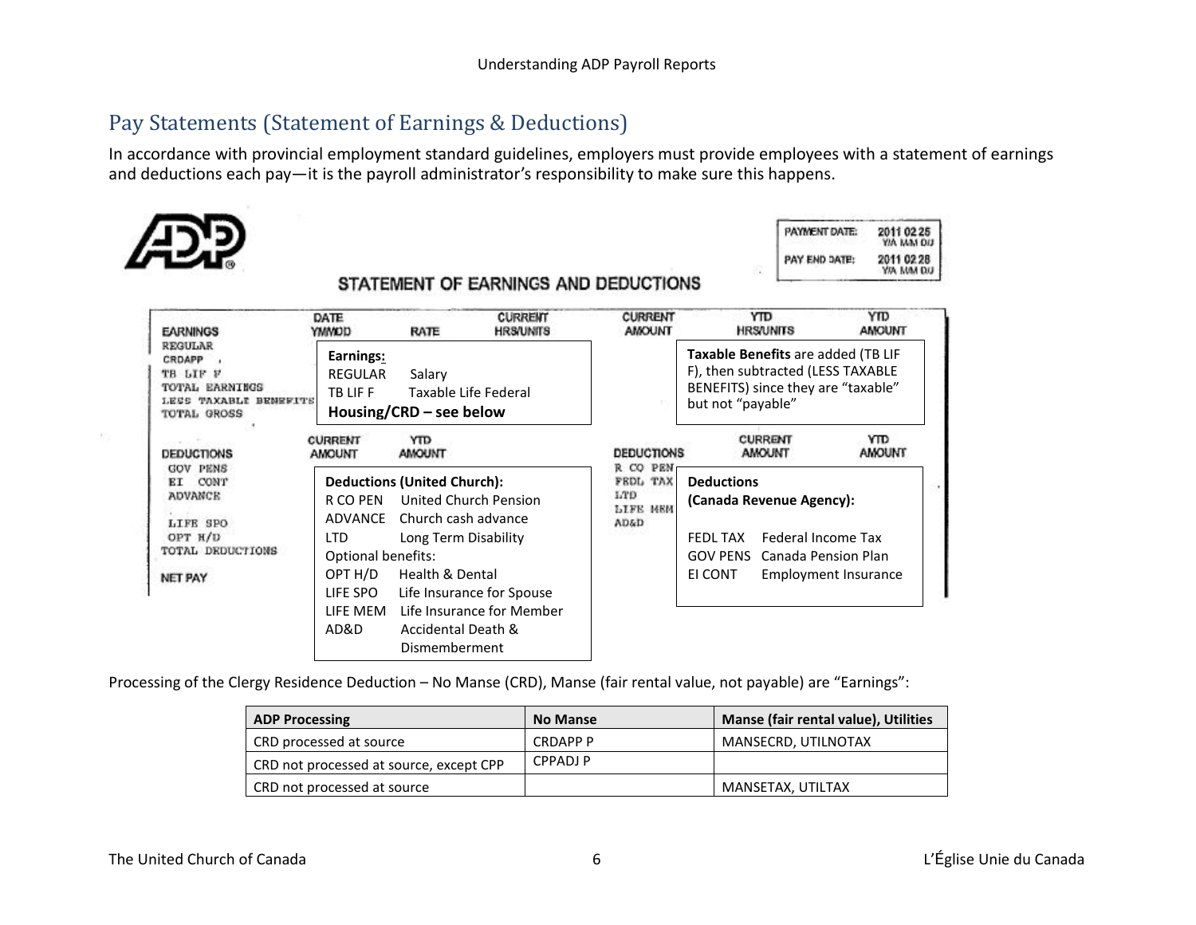## Pay Statements (Statement of Earnings & Deductions)

In accordance with provincial employment standard guidelines, employers must provide employees with a statement of earnings and deductions each pay—it is the payroll administrator's responsibility to make sure this happens.

ADP

STATEMENT OF EARNINGS AND DEDUCTIONS

| PAYMENT DATE: | 2011 02 25 (YY/A MM DD) |
|---|---|
| PAY END DATE: | 2011 02 28 (YY/A MM DD) |

| EARNINGS | DATE YMMDD | RATE | CURRENT HRS/UNITS | CURRENT AMOUNT | YTD HRS/UNITS | YTD AMOUNT |
|---|---|---|---|---|---|---|
| REGULAR | | | | | | |
| CRDAPP | | | | | | |
| TB LIF F | | | | | | |
| TOTAL EARNINGS | | | | | | |
| LESS TAXABLE BENEFITS | | | | | | |
| TOTAL GROSS | | | | | | |

**Earnings:**
REGULAR Salary
TB LIF F Taxable Life Federal
**Housing/CRD – see below**

**Taxable Benefits** are added (TB LIF F), then subtracted (LESS TAXABLE BENEFITS) since they are "taxable" but not "payable"

| DEDUCTIONS | CURRENT AMOUNT | YTD AMOUNT | DEDUCTIONS | CURRENT AMOUNT | YTD AMOUNT |
|---|---|---|---|---|---|
| GOV PENS | | | R CO PEN | | |
| EI CONT | | | FEDL TAX | | |
| ADVANCE | | | LTD | | |
| LIFE SPO | | | LIFE MEM | | |
| OPT H/D | | | AD&D | | |
| TOTAL DEDUCTIONS | | | | | |
| NET PAY | | | | | |

**Deductions (United Church):**
R CO PEN United Church Pension
ADVANCE Church cash advance
LTD Long Term Disability
Optional benefits:
OPT H/D Health & Dental
LIFE SPO Life Insurance for Spouse
LIFE MEM Life Insurance for Member
AD&D Accidental Death & Dismemberment

**Deductions (Canada Revenue Agency):**
FEDL TAX Federal Income Tax
GOV PENS Canada Pension Plan
EI CONT Employment Insurance

Processing of the Clergy Residence Deduction – No Manse (CRD), Manse (fair rental value, not payable) are "Earnings":

| ADP Processing | No Manse | Manse (fair rental value), Utilities |
|---|---|---|
| CRD processed at source | CRDAPP P | MANSECRD, UTILNOTAX |
| CRD not processed at source, except CPP | CPPADJ P | |
| CRD not processed at source | | MANSETAX, UTILTAX |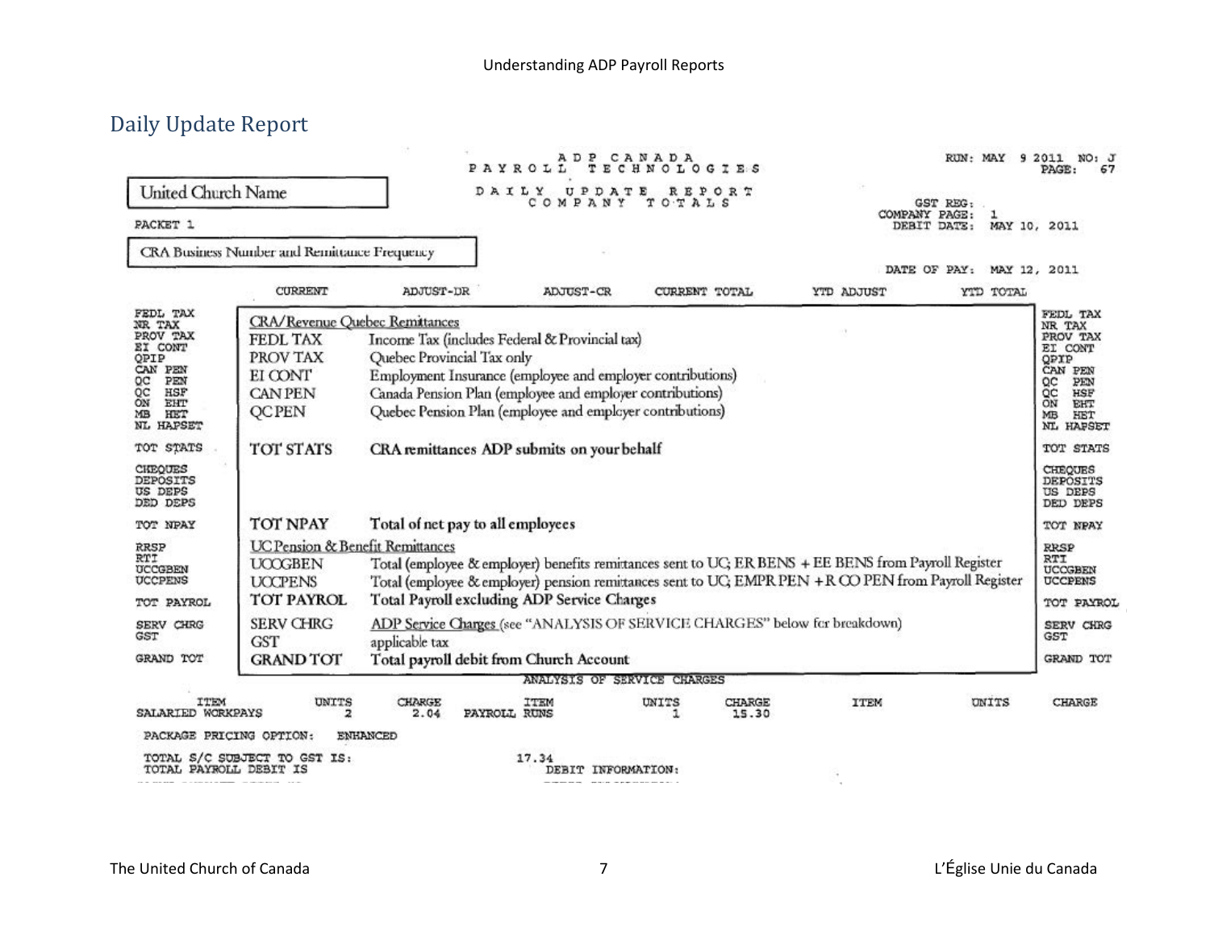## Daily Update Report

ADP CANADA PAYROLL TECHNOLOGIES

DAILY UPDATE REPORT
COMPANY TOTALS

RUN: MAY 9 2011 NO: J
PAGE: 67

United Church Name

PACKET 1

GST REG:
COMPANY PAGE: 1
DEBIT DATE: MAY 10, 2011

CRA Business Number and Remittance Frequency

DATE OF PAY: MAY 12, 2011

| | CURRENT | ADJUST-DR | ADJUST-CR | CURRENT TOTAL | YTD ADJUST | YTD TOTAL | |
|---|---|---|---|---|---|---|---|
| FEDL TAX<br>NR TAX<br>PROV TAX<br>EI CONT<br>QPIP<br>CAN PEN<br>QC PEN<br>QC HSF<br>ON EHT<br>MB HET<br>NL HAPSET | | | | | | | FEDL TAX<br>NR TAX<br>PROV TAX<br>EI CONT<br>QPIP<br>CAN PEN<br>QC PEN<br>QC HSF<br>ON EHT<br>MB HET<br>NL HAPSET |
| TOT STATS | | | | | | | TOT STATS |
| CHEQUES<br>DEPOSITS<br>US DEPS<br>DED DEPS | | | | | | | CHEQUES<br>DEPOSITS<br>US DEPS<br>DED DEPS |
| TOT NPAY | | | | | | | TOT NPAY |
| RRSP<br>RTI<br>UCCGBEN<br>UCCPENS | | | | | | | RRSP<br>RTI<br>UCCGBEN<br>UCCPENS |
| TOT PAYROL | | | | | | | TOT PAYROL |
| SERV CHRG<br>GST | | | | | | | SERV CHRG<br>GST |
| GRAND TOT | | | | | | | GRAND TOT |

**CRA/Revenue Quebec Remittances**

| | |
|---|---|
| FEDL TAX | Income Tax (includes Federal & Provincial tax) |
| PROV TAX | Quebec Provincial Tax only |
| EI CONT | Employment Insurance (employee and employer contributions) |
| CAN PEN | Canada Pension Plan (employee and employer contributions) |
| QC PEN | Quebec Pension Plan (employee and employer contributions) |
| **TOT STATS** | **CRA remittances ADP submits on your behalf** |
| **TOT NPAY** | **Total of net pay to all employees** |

**UC Pension & Benefit Remittances**

| | |
|---|---|
| UCCGBEN | Total (employee & employer) benefits remittances sent to UC; ER BENS + EE BENS from Payroll Register |
| UCCPENS | Total (employee & employer) pension remittances sent to UC; EMPR PEN + R CO PEN from Payroll Register |
| **TOT PAYROL** | **Total Payroll excluding ADP Service Charges** |
| SERV CHRG | ADP Service Charges (see "ANALYSIS OF SERVICE CHARGES" below for breakdown) |
| GST | applicable tax |
| **GRAND TOT** | **Total payroll debit from Church Account** |

ANALYSIS OF SERVICE CHARGES

| ITEM | UNITS | CHARGE | ITEM | UNITS | CHARGE | ITEM | UNITS | CHARGE |
|---|---|---|---|---|---|---|---|---|
| SALARIED WORKPAYS | 2 | 2.04 | PAYROLL RUNS | 1 | 15.30 | | | |

PACKAGE PRICING OPTION: ENHANCED

TOTAL S/C SUBJECT TO GST IS: 17.34
TOTAL PAYROLL DEBIT IS DEBIT INFORMATION: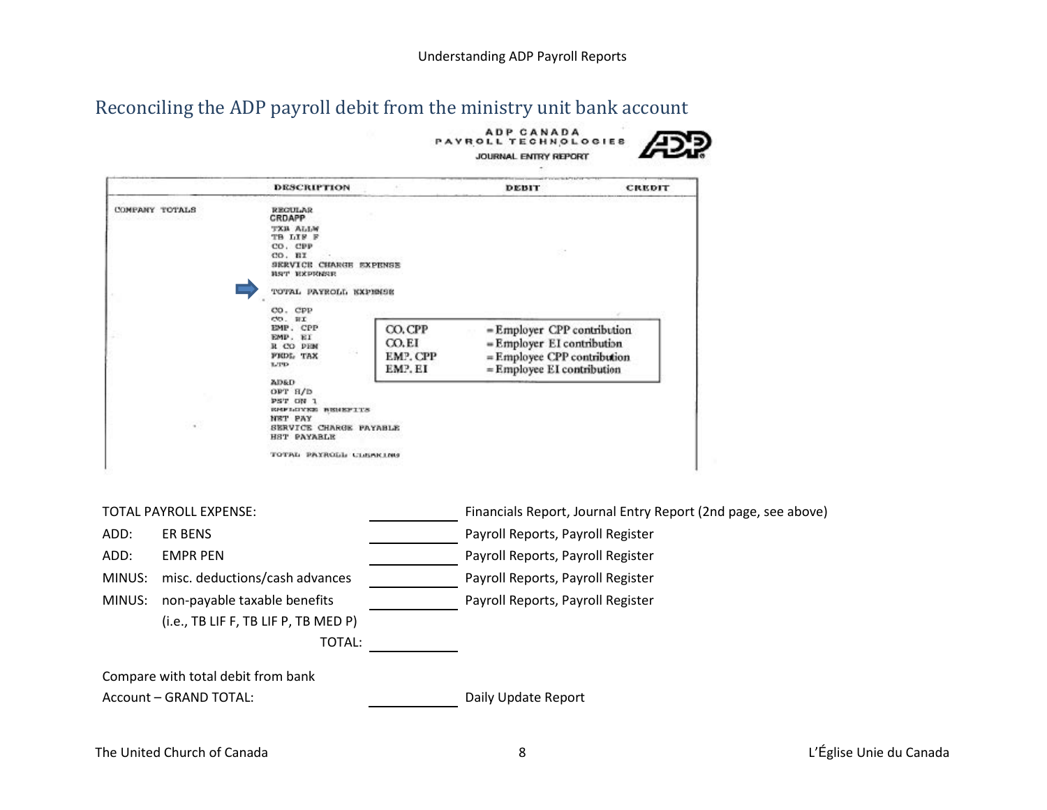## Reconciling the ADP payroll debit from the ministry unit bank account

ADP CANADA
PAYROLL TECHNOLOGIES
JOURNAL ENTRY REPORT

| | DESCRIPTION | DEBIT | CREDIT |
|---|---|---|---|
| COMPANY TOTALS | REGULAR | | |
| | CRDAPP | | |
| | TXB ALLW | | |
| | TB LIF F | | |
| | CO. CPP | | |
| | CO. EI | | |
| | SERVICE CHARGE EXPENSE | | |
| | HST EXPENSE | | |
| | TOTAL PAYROLL EXPENSE | | |
| | CO. CPP | | |
| | CO. EI | | |
| | EMP. CPP | | |
| | EMP. EI | | |
| | R CO PEN | | |
| | FEDL TAX | | |
| | LTD | | |
| | AD&D | | |
| | OPT H/D | | |
| | PST ON 1 | | |
| | EMPLOYEE BENEFITS | | |
| | NET PAY | | |
| | SERVICE CHARGE PAYABLE | | |
| | HST PAYABLE | | |
| | TOTAL PAYROLL CLEARING | | |

CO. CPP = Employer CPP contribution
CO. EI = Employer EI contribution
EMP. CPP = Employee CPP contribution
EMP. EI = Employee EI contribution

| | | | |
|---|---|---|---|
| TOTAL PAYROLL EXPENSE: | | ______ | Financials Report, Journal Entry Report (2nd page, see above) |
| ADD: | ER BENS | ______ | Payroll Reports, Payroll Register |
| ADD: | EMPR PEN | ______ | Payroll Reports, Payroll Register |
| MINUS: | misc. deductions/cash advances | ______ | Payroll Reports, Payroll Register |
| MINUS: | non-payable taxable benefits (i.e., TB LIF F, TB LIF P, TB MED P) | ______ | Payroll Reports, Payroll Register |
| | TOTAL: | ______ | |

Compare with total debit from bank Account – GRAND TOTAL: ______ Daily Update Report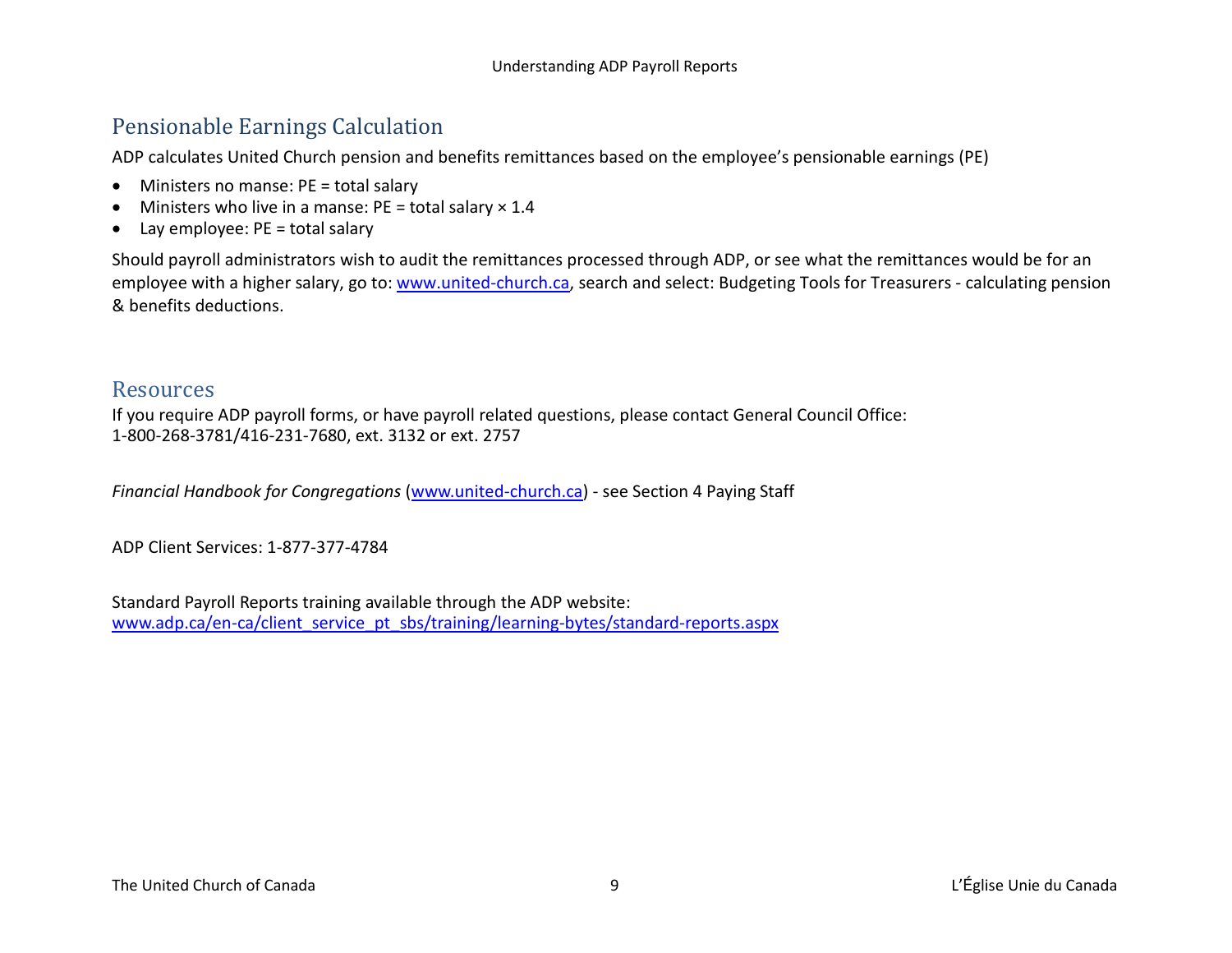## Pensionable Earnings Calculation

ADP calculates United Church pension and benefits remittances based on the employee's pensionable earnings (PE)

- Ministers no manse: PE = total salary
- Ministers who live in a manse: PE = total salary × 1.4
- Lay employee: PE = total salary

Should payroll administrators wish to audit the remittances processed through ADP, or see what the remittances would be for an employee with a higher salary, go to: [www.united-church.ca](http://www.united-church.ca), search and select: Budgeting Tools for Treasurers - calculating pension & benefits deductions.

## Resources

If you require ADP payroll forms, or have payroll related questions, please contact General Council Office:
1-800-268-3781/416-231-7680, ext. 3132 or ext. 2757

*Financial Handbook for Congregations* ([www.united-church.ca](http://www.united-church.ca)) - see Section 4 Paying Staff

ADP Client Services: 1-877-377-4784

Standard Payroll Reports training available through the ADP website:
[www.adp.ca/en-ca/client_service_pt_sbs/training/learning-bytes/standard-reports.aspx](http://www.adp.ca/en-ca/client_service_pt_sbs/training/learning-bytes/standard-reports.aspx)